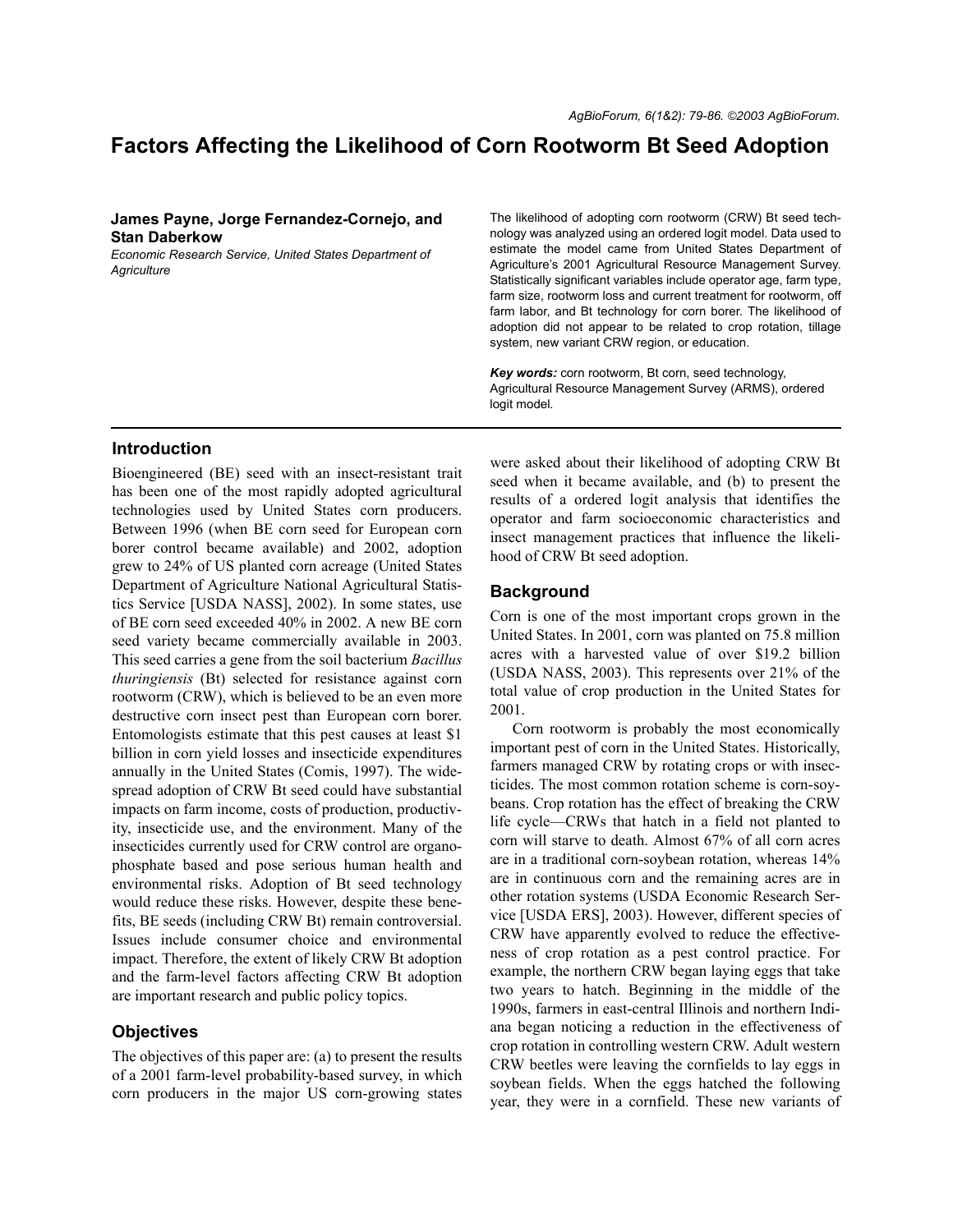# Factors Affecting the Likelihood of Corn Rootworm Bt Seed Adoption

**James Payne, Jorge Fernandez-Cornejo, and Stan Daberkow**

*Economic Research Service, United States Department of Agriculture*

The likelihood of adopting corn rootworm (CRW) Bt seed technology was analyzed using an ordered logit model. Data used to estimate the model came from United States Department of Agriculture's 2001 Agricultural Resource Management Survey. Statistically significant variables include operator age, farm type, farm size, rootworm loss and current treatment for rootworm, off farm labor, and Bt technology for corn borer. The likelihood of adoption did not appear to be related to crop rotation, tillage system, new variant CRW region, or education.

***Key words:*** corn rootworm, Bt corn, seed technology, Agricultural Resource Management Survey (ARMS), ordered logit model.

## Introduction

Bioengineered (BE) seed with an insect-resistant trait has been one of the most rapidly adopted agricultural technologies used by United States corn producers. Between 1996 (when BE corn seed for European corn borer control became available) and 2002, adoption grew to 24% of US planted corn acreage (United States Department of Agriculture National Agricultural Statistics Service [USDA NASS], 2002). In some states, use of BE corn seed exceeded 40% in 2002. A new BE corn seed variety became commercially available in 2003. This seed carries a gene from the soil bacterium *Bacillus thuringiensis* (Bt) selected for resistance against corn rootworm (CRW), which is believed to be an even more destructive corn insect pest than European corn borer. Entomologists estimate that this pest causes at least $1 billion in corn yield losses and insecticide expenditures annually in the United States (Comis, 1997). The widespread adoption of CRW Bt seed could have substantial impacts on farm income, costs of production, productivity, insecticide use, and the environment. Many of the insecticides currently used for CRW control are organophosphate based and pose serious human health and environmental risks. Adoption of Bt seed technology would reduce these risks. However, despite these benefits, BE seeds (including CRW Bt) remain controversial. Issues include consumer choice and environmental impact. Therefore, the extent of likely CRW Bt adoption and the farm-level factors affecting CRW Bt adoption are important research and public policy topics.

## Objectives

The objectives of this paper are: (a) to present the results of a 2001 farm-level probability-based survey, in which corn producers in the major US corn-growing states were asked about their likelihood of adopting CRW Bt seed when it became available, and (b) to present the results of a ordered logit analysis that identifies the operator and farm socioeconomic characteristics and insect management practices that influence the likelihood of CRW Bt seed adoption.

## Background

Corn is one of the most important crops grown in the United States. In 2001, corn was planted on 75.8 million acres with a harvested value of over $19.2 billion (USDA NASS, 2003). This represents over 21% of the total value of crop production in the United States for 2001.

Corn rootworm is probably the most economically important pest of corn in the United States. Historically, farmers managed CRW by rotating crops or with insecticides. The most common rotation scheme is corn-soybeans. Crop rotation has the effect of breaking the CRW life cycle—CRWs that hatch in a field not planted to corn will starve to death. Almost 67% of all corn acres are in a traditional corn-soybean rotation, whereas 14% are in continuous corn and the remaining acres are in other rotation systems (USDA Economic Research Service [USDA ERS], 2003). However, different species of CRW have apparently evolved to reduce the effectiveness of crop rotation as a pest control practice. For example, the northern CRW began laying eggs that take two years to hatch. Beginning in the middle of the 1990s, farmers in east-central Illinois and northern Indiana began noticing a reduction in the effectiveness of crop rotation in controlling western CRW. Adult western CRW beetles were leaving the cornfields to lay eggs in soybean fields. When the eggs hatched the following year, they were in a cornfield. These new variants of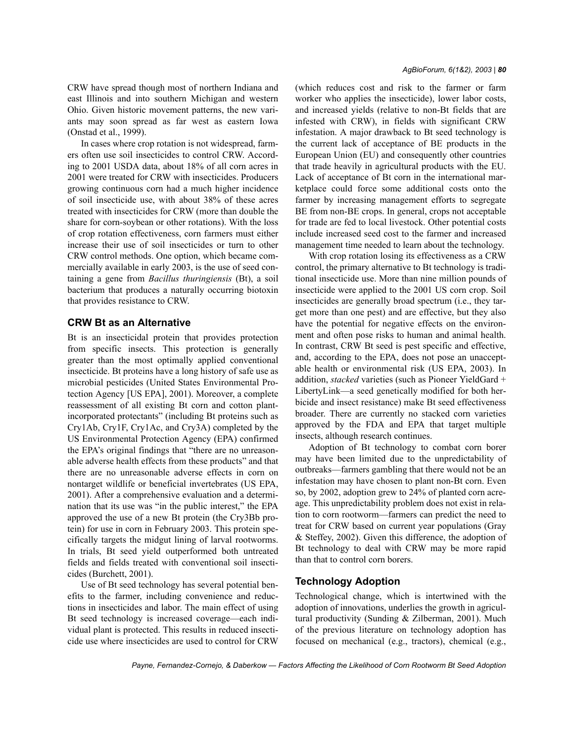CRW have spread though most of northern Indiana and east Illinois and into southern Michigan and western Ohio. Given historic movement patterns, the new variants may soon spread as far west as eastern Iowa (Onstad et al., 1999).

In cases where crop rotation is not widespread, farmers often use soil insecticides to control CRW. According to 2001 USDA data, about 18% of all corn acres in 2001 were treated for CRW with insecticides. Producers growing continuous corn had a much higher incidence of soil insecticide use, with about 38% of these acres treated with insecticides for CRW (more than double the share for corn-soybean or other rotations). With the loss of crop rotation effectiveness, corn farmers must either increase their use of soil insecticides or turn to other CRW control methods. One option, which became commercially available in early 2003, is the use of seed containing a gene from *Bacillus thuringiensis* (Bt), a soil bacterium that produces a naturally occurring biotoxin that provides resistance to CRW.

## CRW Bt as an Alternative

Bt is an insecticidal protein that provides protection from specific insects. This protection is generally greater than the most optimally applied conventional insecticide. Bt proteins have a long history of safe use as microbial pesticides (United States Environmental Protection Agency [US EPA], 2001). Moreover, a complete reassessment of all existing Bt corn and cotton plant-incorporated protectants" (including Bt proteins such as Cry1Ab, Cry1F, Cry1Ac, and Cry3A) completed by the US Environmental Protection Agency (EPA) confirmed the EPA's original findings that "there are no unreasonable adverse health effects from these products" and that there are no unreasonable adverse effects in corn on nontarget wildlife or beneficial invertebrates (US EPA, 2001). After a comprehensive evaluation and a determination that its use was "in the public interest," the EPA approved the use of a new Bt protein (the Cry3Bb protein) for use in corn in February 2003. This protein specifically targets the midgut lining of larval rootworms. In trials, Bt seed yield outperformed both untreated fields and fields treated with conventional soil insecticides (Burchett, 2001).

Use of Bt seed technology has several potential benefits to the farmer, including convenience and reductions in insecticides and labor. The main effect of using Bt seed technology is increased coverage—each individual plant is protected. This results in reduced insecticide use where insecticides are used to control for CRW (which reduces cost and risk to the farmer or farm worker who applies the insecticide), lower labor costs, and increased yields (relative to non-Bt fields that are infested with CRW), in fields with significant CRW infestation. A major drawback to Bt seed technology is the current lack of acceptance of BE products in the European Union (EU) and consequently other countries that trade heavily in agricultural products with the EU. Lack of acceptance of Bt corn in the international marketplace could force some additional costs onto the farmer by increasing management efforts to segregate BE from non-BE crops. In general, crops not acceptable for trade are fed to local livestock. Other potential costs include increased seed cost to the farmer and increased management time needed to learn about the technology.

With crop rotation losing its effectiveness as a CRW control, the primary alternative to Bt technology is traditional insecticide use. More than nine million pounds of insecticide were applied to the 2001 US corn crop. Soil insecticides are generally broad spectrum (i.e., they target more than one pest) and are effective, but they also have the potential for negative effects on the environment and often pose risks to human and animal health. In contrast, CRW Bt seed is pest specific and effective, and, according to the EPA, does not pose an unacceptable health or environmental risk (US EPA, 2003). In addition, *stacked* varieties (such as Pioneer YieldGard + LibertyLink—a seed genetically modified for both herbicide and insect resistance) make Bt seed effectiveness broader. There are currently no stacked corn varieties approved by the FDA and EPA that target multiple insects, although research continues.

Adoption of Bt technology to combat corn borer may have been limited due to the unpredictability of outbreaks—farmers gambling that there would not be an infestation may have chosen to plant non-Bt corn. Even so, by 2002, adoption grew to 24% of planted corn acreage. This unpredictability problem does not exist in relation to corn rootworm—farmers can predict the need to treat for CRW based on current year populations (Gray & Steffey, 2002). Given this difference, the adoption of Bt technology to deal with CRW may be more rapid than that to control corn borers.

## Technology Adoption

Technological change, which is intertwined with the adoption of innovations, underlies the growth in agricultural productivity (Sunding & Zilberman, 2001). Much of the previous literature on technology adoption has focused on mechanical (e.g., tractors), chemical (e.g.,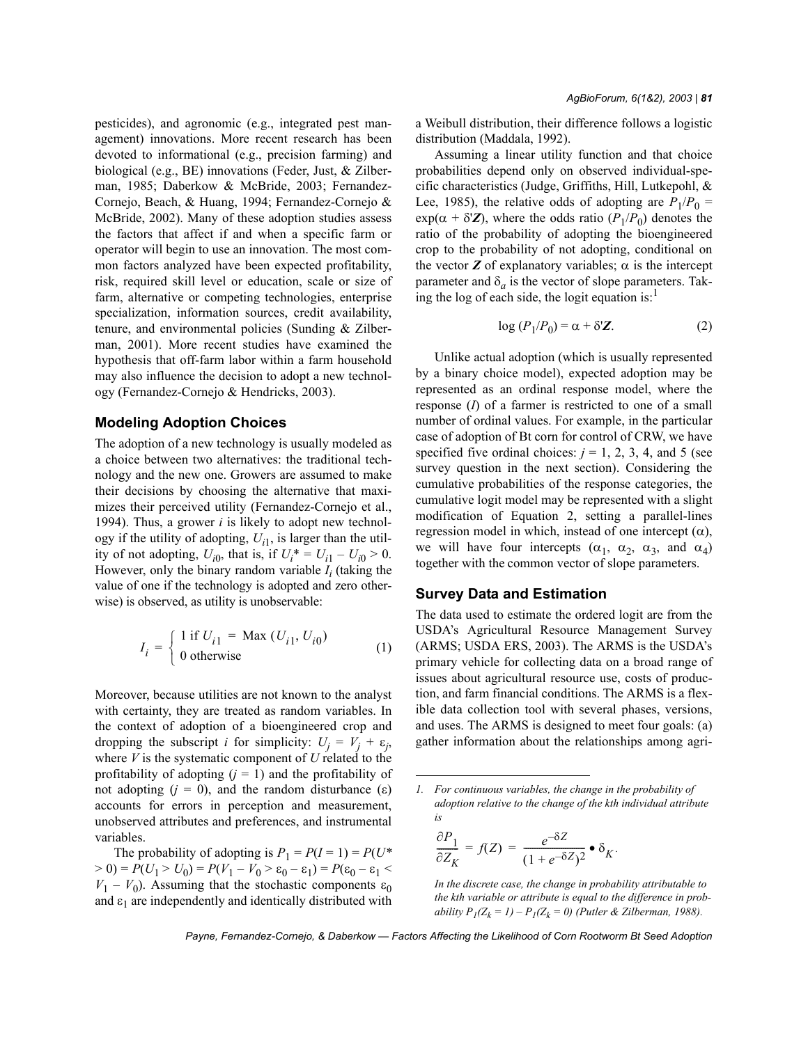pesticides), and agronomic (e.g., integrated pest management) innovations. More recent research has been devoted to informational (e.g., precision farming) and biological (e.g., BE) innovations (Feder, Just, & Zilberman, 1985; Daberkow & McBride, 2003; Fernandez-Cornejo, Beach, & Huang, 1994; Fernandez-Cornejo & McBride, 2002). Many of these adoption studies assess the factors that affect if and when a specific farm or operator will begin to use an innovation. The most common factors analyzed have been expected profitability, risk, required skill level or education, scale or size of farm, alternative or competing technologies, enterprise specialization, information sources, credit availability, tenure, and environmental policies (Sunding & Zilberman, 2001). More recent studies have examined the hypothesis that off-farm labor within a farm household may also influence the decision to adopt a new technology (Fernandez-Cornejo & Hendricks, 2003).

## Modeling Adoption Choices

The adoption of a new technology is usually modeled as a choice between two alternatives: the traditional technology and the new one. Growers are assumed to make their decisions by choosing the alternative that maximizes their perceived utility (Fernandez-Cornejo et al., 1994). Thus, a grower $i$ is likely to adopt new technology if the utility of adopting, $U_{i1}$, is larger than the utility of not adopting, $U_{i0}$, that is, if $U_i^* = U_{i1} - U_{i0} > 0$. However, only the binary random variable $I_i$ (taking the value of one if the technology is adopted and zero otherwise) is observed, as utility is unobservable:

$$I_i = \begin{cases} 1 \text{ if } U_{i1} = \text{Max}(U_{i1}, U_{i0}) \\ 0 \text{ otherwise} \end{cases} \tag{1}$$

Moreover, because utilities are not known to the analyst with certainty, they are treated as random variables. In the context of adoption of a bioengineered crop and dropping the subscript $i$ for simplicity: $U_j = V_j + \varepsilon_j$, where $V$ is the systematic component of $U$ related to the profitability of adopting ($j = 1$) and the profitability of not adopting ($j = 0$), and the random disturbance ($\varepsilon$) accounts for errors in perception and measurement, unobserved attributes and preferences, and instrumental variables.

The probability of adopting is $P_1 = P(I = 1) = P(U^* > 0) = P(U_1 > U_0) = P(V_1 - V_0 > \varepsilon_0 - \varepsilon_1) = P(\varepsilon_0 - \varepsilon_1 < V_1 - V_0)$. Assuming that the stochastic components $\varepsilon_0$ and $\varepsilon_1$ are independently and identically distributed with a Weibull distribution, their difference follows a logistic distribution (Maddala, 1992).

Assuming a linear utility function and that choice probabilities depend only on observed individual-specific characteristics (Judge, Griffiths, Hill, Lutkepohl, & Lee, 1985), the relative odds of adopting are $P_1/P_0 = \exp(\alpha + \delta'\boldsymbol{Z})$, where the odds ratio ($P_1/P_0$) denotes the ratio of the probability of adopting the bioengineered crop to the probability of not adopting, conditional on the vector $\boldsymbol{Z}$ of explanatory variables; $\alpha$ is the intercept parameter and $\delta_a$ is the vector of slope parameters. Taking the log of each side, the logit equation is:[1]

$$\log(P_1/P_0) = \alpha + \delta'\boldsymbol{Z}. \tag{2}$$

Unlike actual adoption (which is usually represented by a binary choice model), expected adoption may be represented as an ordinal response model, where the response ($I$) of a farmer is restricted to one of a small number of ordinal values. For example, in the particular case of adoption of Bt corn for control of CRW, we have specified five ordinal choices: $j = 1, 2, 3, 4$, and $5$ (see survey question in the next section). Considering the cumulative probabilities of the response categories, the cumulative logit model may be represented with a slight modification of Equation 2, setting a parallel-lines regression model in which, instead of one intercept ($\alpha$), we will have four intercepts ($\alpha_1$, $\alpha_2$, $\alpha_3$, and $\alpha_4$) together with the common vector of slope parameters.

## Survey Data and Estimation

The data used to estimate the ordered logit are from the USDA's Agricultural Resource Management Survey (ARMS; USDA ERS, 2003). The ARMS is the USDA's primary vehicle for collecting data on a broad range of issues about agricultural resource use, costs of production, and farm financial conditions. The ARMS is a flexible data collection tool with several phases, versions, and uses. The ARMS is designed to meet four goals: (a) gather information about the relationships among agri-

---

*1. For continuous variables, the change in the probability of adoption relative to the change of the kth individual attribute is*

$$\frac{\partial P_1}{\partial Z_K} = f(Z) = \frac{e^{-\delta Z}}{(1 + e^{-\delta Z})^2} \bullet \delta_K.$$

*In the discrete case, the change in probability attributable to the kth variable or attribute is equal to the difference in probability $P_1(Z_k = 1) - P_1(Z_k = 0)$ (Putler & Zilberman, 1988).*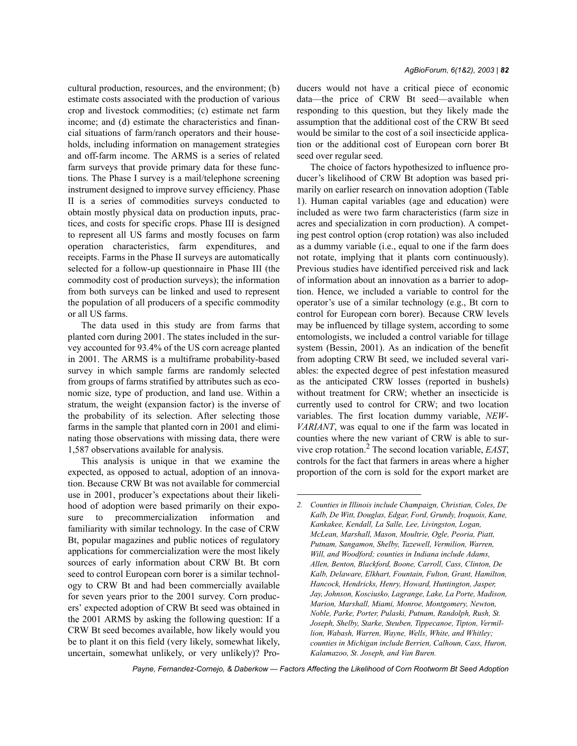cultural production, resources, and the environment; (b) estimate costs associated with the production of various crop and livestock commodities; (c) estimate net farm income; and (d) estimate the characteristics and financial situations of farm/ranch operators and their households, including information on management strategies and off-farm income. The ARMS is a series of related farm surveys that provide primary data for these functions. The Phase I survey is a mail/telephone screening instrument designed to improve survey efficiency. Phase II is a series of commodities surveys conducted to obtain mostly physical data on production inputs, practices, and costs for specific crops. Phase III is designed to represent all US farms and mostly focuses on farm operation characteristics, farm expenditures, and receipts. Farms in the Phase II surveys are automatically selected for a follow-up questionnaire in Phase III (the commodity cost of production surveys); the information from both surveys can be linked and used to represent the population of all producers of a specific commodity or all US farms.

The data used in this study are from farms that planted corn during 2001. The states included in the survey accounted for 93.4% of the US corn acreage planted in 2001. The ARMS is a multiframe probability-based survey in which sample farms are randomly selected from groups of farms stratified by attributes such as economic size, type of production, and land use. Within a stratum, the weight (expansion factor) is the inverse of the probability of its selection. After selecting those farms in the sample that planted corn in 2001 and eliminating those observations with missing data, there were 1,587 observations available for analysis.

This analysis is unique in that we examine the expected, as opposed to actual, adoption of an innovation. Because CRW Bt was not available for commercial use in 2001, producer's expectations about their likelihood of adoption were based primarily on their exposure to precommercialization information and familiarity with similar technology. In the case of CRW Bt, popular magazines and public notices of regulatory applications for commercialization were the most likely sources of early information about CRW Bt. Bt corn seed to control European corn borer is a similar technology to CRW Bt and had been commercially available for seven years prior to the 2001 survey. Corn producers' expected adoption of CRW Bt seed was obtained in the 2001 ARMS by asking the following question: If a CRW Bt seed becomes available, how likely would you be to plant it on this field (very likely, somewhat likely, uncertain, somewhat unlikely, or very unlikely)? Producers would not have a critical piece of economic data—the price of CRW Bt seed—available when responding to this question, but they likely made the assumption that the additional cost of the CRW Bt seed would be similar to the cost of a soil insecticide application or the additional cost of European corn borer Bt seed over regular seed.

The choice of factors hypothesized to influence producer's likelihood of CRW Bt adoption was based primarily on earlier research on innovation adoption (Table 1). Human capital variables (age and education) were included as were two farm characteristics (farm size in acres and specialization in corn production). A competing pest control option (crop rotation) was also included as a dummy variable (i.e., equal to one if the farm does not rotate, implying that it plants corn continuously). Previous studies have identified perceived risk and lack of information about an innovation as a barrier to adoption. Hence, we included a variable to control for the operator's use of a similar technology (e.g., Bt corn to control for European corn borer). Because CRW levels may be influenced by tillage system, according to some entomologists, we included a control variable for tillage system (Bessin, 2001). As an indication of the benefit from adopting CRW Bt seed, we included several variables: the expected degree of pest infestation measured as the anticipated CRW losses (reported in bushels) without treatment for CRW; whether an insecticide is currently used to control for CRW; and two location variables. The first location dummy variable, *NEW-VARIANT*, was equal to one if the farm was located in counties where the new variant of CRW is able to survive crop rotation.[2] The second location variable, *EAST*, controls for the fact that farmers in areas where a higher proportion of the corn is sold for the export market are

---

*2. Counties in Illinois include Champaign, Christian, Coles, De Kalb, De Witt, Douglas, Edgar, Ford, Grundy, Iroquois, Kane, Kankakee, Kendall, La Salle, Lee, Livingston, Logan, McLean, Marshall, Mason, Moultrie, Ogle, Peoria, Piatt, Putnam, Sangamon, Shelby, Tazewell, Vermilion, Warren, Will, and Woodford; counties in Indiana include Adams, Allen, Benton, Blackford, Boone, Carroll, Cass, Clinton, De Kalb, Delaware, Elkhart, Fountain, Fulton, Grant, Hamilton, Hancock, Hendricks, Henry, Howard, Huntington, Jasper, Jay, Johnson, Kosciusko, Lagrange, Lake, La Porte, Madison, Marion, Marshall, Miami, Monroe, Montgomery, Newton, Noble, Parke, Porter, Pulaski, Putnam, Randolph, Rush, St. Joseph, Shelby, Starke, Steuben, Tippecanoe, Tipton, Vermillion, Wabash, Warren, Wayne, Wells, White, and Whitley; counties in Michigan include Berrien, Calhoun, Cass, Huron, Kalamazoo, St. Joseph, and Van Buren.*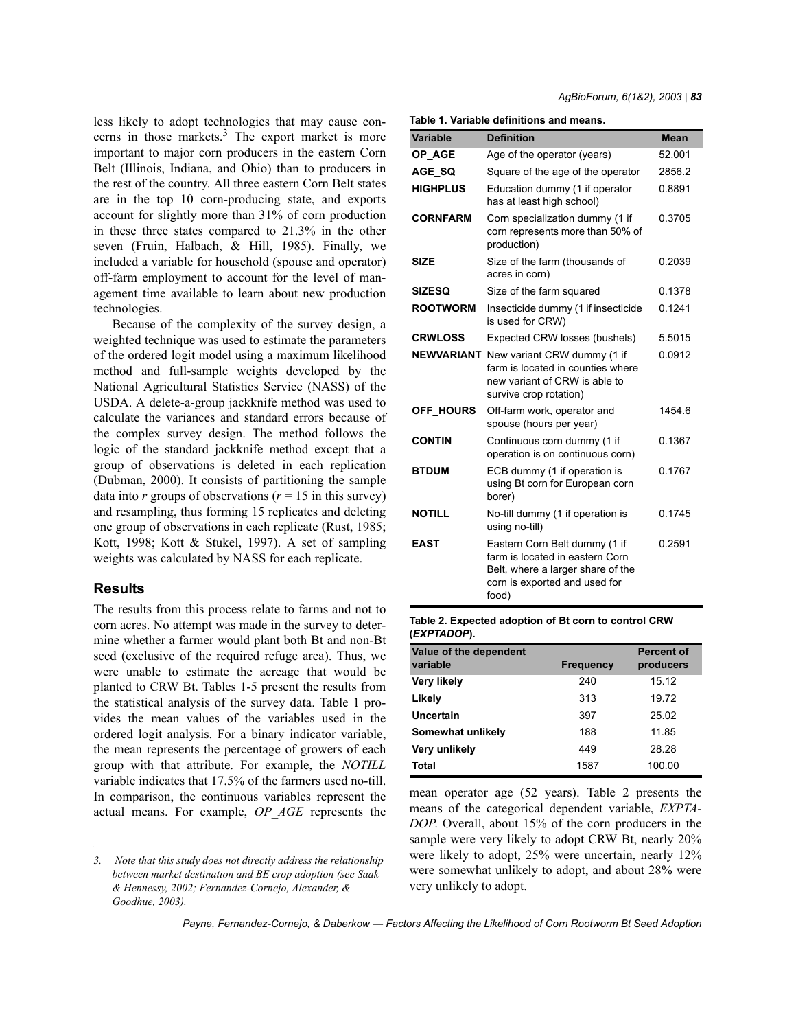less likely to adopt technologies that may cause concerns in those markets.[3] The export market is more important to major corn producers in the eastern Corn Belt (Illinois, Indiana, and Ohio) than to producers in the rest of the country. All three eastern Corn Belt states are in the top 10 corn-producing state, and exports account for slightly more than 31% of corn production in these three states compared to 21.3% in the other seven (Fruin, Halbach, & Hill, 1985). Finally, we included a variable for household (spouse and operator) off-farm employment to account for the level of management time available to learn about new production technologies.

Because of the complexity of the survey design, a weighted technique was used to estimate the parameters of the ordered logit model using a maximum likelihood method and full-sample weights developed by the National Agricultural Statistics Service (NASS) of the USDA. A delete-a-group jackknife method was used to calculate the variances and standard errors because of the complex survey design. The method follows the logic of the standard jackknife method except that a group of observations is deleted in each replication (Dubman, 2000). It consists of partitioning the sample data into $r$ groups of observations ($r = 15$ in this survey) and resampling, thus forming 15 replicates and deleting one group of observations in each replicate (Rust, 1985; Kott, 1998; Kott & Stukel, 1997). A set of sampling weights was calculated by NASS for each replicate.

## Results

The results from this process relate to farms and not to corn acres. No attempt was made in the survey to determine whether a farmer would plant both Bt and non-Bt seed (exclusive of the required refuge area). Thus, we were unable to estimate the acreage that would be planted to CRW Bt. Tables 1-5 present the results from the statistical analysis of the survey data. Table 1 provides the mean values of the variables used in the ordered logit analysis. For a binary indicator variable, the mean represents the percentage of growers of each group with that attribute. For example, the *NOTILL* variable indicates that 17.5% of the farmers used no-till. In comparison, the continuous variables represent the actual means. For example, *OP_AGE* represents the mean operator age (52 years). Table 2 presents the means of the categorical dependent variable, *EXPTADOP*. Overall, about 15% of the corn producers in the sample were very likely to adopt CRW Bt, nearly 20% were likely to adopt, 25% were uncertain, nearly 12% were somewhat unlikely to adopt, and about 28% were very unlikely to adopt.

**Table 1. Variable definitions and means.**

| Variable | Definition | Mean |
|---|---|---|
| **OP_AGE** | Age of the operator (years) | 52.001 |
| **AGE_SQ** | Square of the age of the operator | 2856.2 |
| **HIGHPLUS** | Education dummy (1 if operator has at least high school) | 0.8891 |
| **CORNFARM** | Corn specialization dummy (1 if corn represents more than 50% of production) | 0.3705 |
| **SIZE** | Size of the farm (thousands of acres in corn) | 0.2039 |
| **SIZESQ** | Size of the farm squared | 0.1378 |
| **ROOTWORM** | Insecticide dummy (1 if insecticide is used for CRW) | 0.1241 |
| **CRWLOSS** | Expected CRW losses (bushels) | 5.5015 |
| **NEWVARIANT** | New variant CRW dummy (1 if farm is located in counties where new variant of CRW is able to survive crop rotation) | 0.0912 |
| **OFF_HOURS** | Off-farm work, operator and spouse (hours per year) | 1454.6 |
| **CONTIN** | Continuous corn dummy (1 if operation is on continuous corn) | 0.1367 |
| **BTDUM** | ECB dummy (1 if operation is using Bt corn for European corn borer) | 0.1767 |
| **NOTILL** | No-till dummy (1 if operation is using no-till) | 0.1745 |
| **EAST** | Eastern Corn Belt dummy (1 if farm is located in eastern Corn Belt, where a larger share of the corn is exported and used for food) | 0.2591 |

**Table 2. Expected adoption of Bt corn to control CRW (*EXPTADOP*).**

| Value of the dependent variable | Frequency | Percent of producers |
|---|---|---|
| **Very likely** | 240 | 15.12 |
| **Likely** | 313 | 19.72 |
| **Uncertain** | 397 | 25.02 |
| **Somewhat unlikely** | 188 | 11.85 |
| **Very unlikely** | 449 | 28.28 |
| **Total** | 1587 | 100.00 |

3. *Note that this study does not directly address the relationship between market destination and BE crop adoption (see Saak & Hennessy, 2002; Fernandez-Cornejo, Alexander, & Goodhue, 2003).*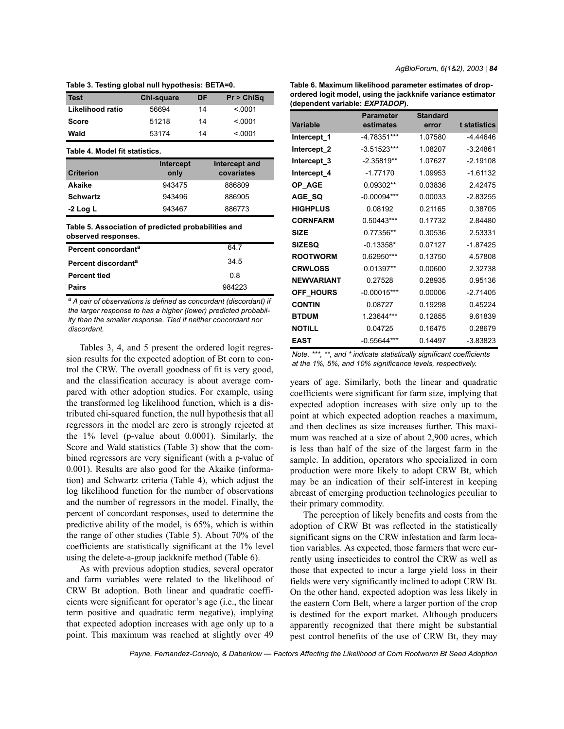**Table 3. Testing global null hypothesis: BETA=0.**

| Test | Chi-square | DF | Pr > ChiSq |
|---|---|---|---|
| Likelihood ratio | 56694 | 14 | <.0001 |
| Score | 51218 | 14 | <.0001 |
| Wald | 53174 | 14 | <.0001 |

**Table 4. Model fit statistics.**

| Criterion | Intercept only | Intercept and covariates |
|---|---|---|
| Akaike | 943475 | 886809 |
| Schwartz | 943496 | 886905 |
| -2 Log L | 943467 | 886773 |

**Table 5. Association of predicted probabilities and observed responses.**

| | |
|---|---|
| Percent concordant[a] | 64.7 |
| Percent discordant[a] | 34.5 |
| Percent tied | 0.8 |
| Pairs | 984223 |

*[a] A pair of observations is defined as concordant (discordant) if the larger response to has a higher (lower) predicted probability than the smaller response. Tied if neither concordant nor discordant.*

Tables 3, 4, and 5 present the ordered logit regression results for the expected adoption of Bt corn to control the CRW. The overall goodness of fit is very good, and the classification accuracy is about average compared with other adoption studies. For example, using the transformed log likelihood function, which is a distributed chi-squared function, the null hypothesis that all regressors in the model are zero is strongly rejected at the 1% level (p-value about 0.0001). Similarly, the Score and Wald statistics (Table 3) show that the combined regressors are very significant (with a p-value of 0.001). Results are also good for the Akaike (information) and Schwartz criteria (Table 4), which adjust the log likelihood function for the number of observations and the number of regressors in the model. Finally, the percent of concordant responses, used to determine the predictive ability of the model, is 65%, which is within the range of other studies (Table 5). About 70% of the coefficients are statistically significant at the 1% level using the delete-a-group jackknife method (Table 6).

As with previous adoption studies, several operator and farm variables were related to the likelihood of CRW Bt adoption. Both linear and quadratic coefficients were significant for operator's age (i.e., the linear term positive and quadratic term negative), implying that expected adoption increases with age only up to a point. This maximum was reached at slightly over 49 years of age. Similarly, both the linear and quadratic coefficients were significant for farm size, implying that expected adoption increases with size only up to the point at which expected adoption reaches a maximum, and then declines as size increases further. This maximum was reached at a size of about 2,900 acres, which is less than half of the size of the largest farm in the sample. In addition, operators who specialized in corn production were more likely to adopt CRW Bt, which may be an indication of their self-interest in keeping abreast of emerging production technologies peculiar to their primary commodity.

**Table 6. Maximum likelihood parameter estimates of drop-ordered logit model, using the jackknife variance estimator (dependent variable: *EXPTADOP*).**

| Variable | Parameter estimates | Standard error | t statistics |
|---|---|---|---|
| Intercept_1 | -4.78351*** | 1.07580 | -4.44646 |
| Intercept_2 | -3.51523*** | 1.08207 | -3.24861 |
| Intercept_3 | -2.35819** | 1.07627 | -2.19108 |
| Intercept_4 | -1.77170 | 1.09953 | -1.61132 |
| OP_AGE | 0.09302** | 0.03836 | 2.42475 |
| AGE_SQ | -0.00094*** | 0.00033 | -2.83255 |
| HIGHPLUS | 0.08192 | 0.21165 | 0.38705 |
| CORNFARM | 0.50443*** | 0.17732 | 2.84480 |
| SIZE | 0.77356** | 0.30536 | 2.53331 |
| SIZESQ | -0.13358* | 0.07127 | -1.87425 |
| ROOTWORM | 0.62950*** | 0.13750 | 4.57808 |
| CRWLOSS | 0.01397** | 0.00600 | 2.32738 |
| NEWVARIANT | 0.27528 | 0.28935 | 0.95136 |
| OFF_HOURS | -0.00015*** | 0.00006 | -2.71405 |
| CONTIN | 0.08727 | 0.19298 | 0.45224 |
| BTDUM | 1.23644*** | 0.12855 | 9.61839 |
| NOTILL | 0.04725 | 0.16475 | 0.28679 |
| EAST | -0.55644*** | 0.14497 | -3.83823 |

*Note. ***, **, and * indicate statistically significant coefficients at the 1%, 5%, and 10% significance levels, respectively.*

The perception of likely benefits and costs from the adoption of CRW Bt was reflected in the statistically significant signs on the CRW infestation and farm location variables. As expected, those farmers that were currently using insecticides to control the CRW as well as those that expected to incur a large yield loss in their fields were very significantly inclined to adopt CRW Bt. On the other hand, expected adoption was less likely in the eastern Corn Belt, where a larger portion of the crop is destined for the export market. Although producers apparently recognized that there might be substantial pest control benefits of the use of CRW Bt, they may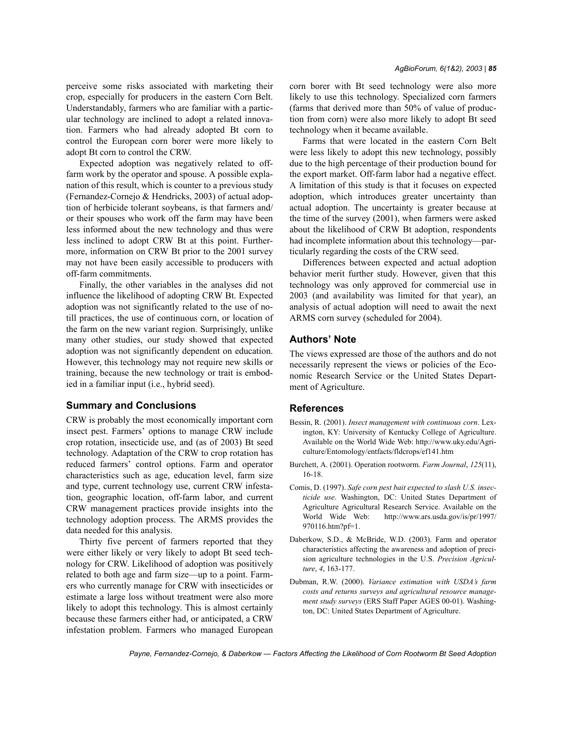perceive some risks associated with marketing their crop, especially for producers in the eastern Corn Belt. Understandably, farmers who are familiar with a particular technology are inclined to adopt a related innovation. Farmers who had already adopted Bt corn to control the European corn borer were more likely to adopt Bt corn to control the CRW.

Expected adoption was negatively related to off-farm work by the operator and spouse. A possible explanation of this result, which is counter to a previous study (Fernandez-Cornejo & Hendricks, 2003) of actual adoption of herbicide tolerant soybeans, is that farmers and/or their spouses who work off the farm may have been less informed about the new technology and thus were less inclined to adopt CRW Bt at this point. Furthermore, information on CRW Bt prior to the 2001 survey may not have been easily accessible to producers with off-farm commitments.

Finally, the other variables in the analyses did not influence the likelihood of adopting CRW Bt. Expected adoption was not significantly related to the use of no-till practices, the use of continuous corn, or location of the farm on the new variant region. Surprisingly, unlike many other studies, our study showed that expected adoption was not significantly dependent on education. However, this technology may not require new skills or training, because the new technology or trait is embodied in a familiar input (i.e., hybrid seed).

## Summary and Conclusions

CRW is probably the most economically important corn insect pest. Farmers' options to manage CRW include crop rotation, insecticide use, and (as of 2003) Bt seed technology. Adaptation of the CRW to crop rotation has reduced farmers' control options. Farm and operator characteristics such as age, education level, farm size and type, current technology use, current CRW infestation, geographic location, off-farm labor, and current CRW management practices provide insights into the technology adoption process. The ARMS provides the data needed for this analysis.

Thirty five percent of farmers reported that they were either likely or very likely to adopt Bt seed technology for CRW. Likelihood of adoption was positively related to both age and farm size—up to a point. Farmers who currently manage for CRW with insecticides or estimate a large loss without treatment were also more likely to adopt this technology. This is almost certainly because these farmers either had, or anticipated, a CRW infestation problem. Farmers who managed European corn borer with Bt seed technology were also more likely to use this technology. Specialized corn farmers (farms that derived more than 50% of value of production from corn) were also more likely to adopt Bt seed technology when it became available.

Farms that were located in the eastern Corn Belt were less likely to adopt this new technology, possibly due to the high percentage of their production bound for the export market. Off-farm labor had a negative effect. A limitation of this study is that it focuses on expected adoption, which introduces greater uncertainty than actual adoption. The uncertainty is greater because at the time of the survey (2001), when farmers were asked about the likelihood of CRW Bt adoption, respondents had incomplete information about this technology—particularly regarding the costs of the CRW seed.

Differences between expected and actual adoption behavior merit further study. However, given that this technology was only approved for commercial use in 2003 (and availability was limited for that year), an analysis of actual adoption will need to await the next ARMS corn survey (scheduled for 2004).

## Authors' Note

The views expressed are those of the authors and do not necessarily represent the views or policies of the Economic Research Service or the United States Department of Agriculture.

## References

Bessin, R. (2001). *Insect management with continuous corn*. Lexington, KY: University of Kentucky College of Agriculture. Available on the World Wide Web: http://www.uky.edu/Agriculture/Entomology/entfacts/fldcrops/ef141.htm

Burchett, A. (2001). Operation rootworm. *Farm Journal*, *125*(11), 16-18.

Comis, D. (1997). *Safe corn pest bait expected to slash U.S. insecticide use*. Washington, DC: United States Department of Agriculture Agricultural Research Service. Available on the World Wide Web: http://www.ars.usda.gov/is/pr/1997/970116.htm?pf=1.

Daberkow, S.D., & McBride, W.D. (2003). Farm and operator characteristics affecting the awareness and adoption of precision agriculture technologies in the U.S. *Precision Agriculture*, *4*, 163-177.

Dubman, R.W. (2000). *Variance estimation with USDA's farm costs and returns surveys and agricultural resource management study surveys* (ERS Staff Paper AGES 00-01). Washington, DC: United States Department of Agriculture.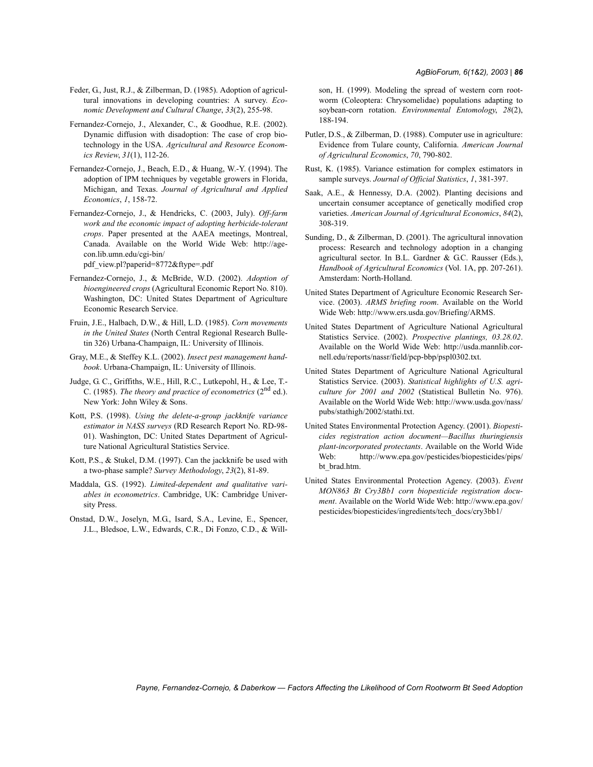Feder, G., Just, R.J., & Zilberman, D. (1985). Adoption of agricultural innovations in developing countries: A survey. *Economic Development and Cultural Change*, *33*(2), 255-98.

Fernandez-Cornejo, J., Alexander, C., & Goodhue, R.E. (2002). Dynamic diffusion with disadoption: The case of crop biotechnology in the USA. *Agricultural and Resource Economics Review*, *31*(1), 112-26.

Fernandez-Cornejo, J., Beach, E.D., & Huang, W.-Y. (1994). The adoption of IPM techniques by vegetable growers in Florida, Michigan, and Texas. *Journal of Agricultural and Applied Economics*, *1*, 158-72.

Fernandez-Cornejo, J., & Hendricks, C. (2003, July). *Off-farm work and the economic impact of adopting herbicide-tolerant crops*. Paper presented at the AAEA meetings, Montreal, Canada. Available on the World Wide Web: http://agecon.lib.umn.edu/cgi-bin/pdf_view.pl?paperid=8772&ftype=.pdf

Fernandez-Cornejo, J., & McBride, W.D. (2002). *Adoption of bioengineered crops* (Agricultural Economic Report No. 810). Washington, DC: United States Department of Agriculture Economic Research Service.

Fruin, J.E., Halbach, D.W., & Hill, L.D. (1985). *Corn movements in the United States* (North Central Regional Research Bulletin 326) Urbana-Champaign, IL: University of Illinois.

Gray, M.E., & Steffey K.L. (2002). *Insect pest management handbook*. Urbana-Champaign, IL: University of Illinois.

Judge, G. C., Griffiths, W.E., Hill, R.C., Lutkepohl, H., & Lee, T.-C. (1985). *The theory and practice of econometrics* (2nd ed.). New York: John Wiley & Sons.

Kott, P.S. (1998). *Using the delete-a-group jackknife variance estimator in NASS surveys* (RD Research Report No. RD-98-01). Washington, DC: United States Department of Agriculture National Agricultural Statistics Service.

Kott, P.S., & Stukel, D.M. (1997). Can the jackknife be used with a two-phase sample? *Survey Methodology*, *23*(2), 81-89.

Maddala, G.S. (1992). *Limited-dependent and qualitative variables in econometrics*. Cambridge, UK: Cambridge University Press.

Onstad, D.W., Joselyn, M.G., Isard, S.A., Levine, E., Spencer, J.L., Bledsoe, L.W., Edwards, C.R., Di Fonzo, C.D., & Willson, H. (1999). Modeling the spread of western corn rootworm (Coleoptera: Chrysomelidae) populations adapting to soybean-corn rotation. *Environmental Entomology*, *28*(2), 188-194.

Putler, D.S., & Zilberman, D. (1988). Computer use in agriculture: Evidence from Tulare county, California. *American Journal of Agricultural Economics*, *70*, 790-802.

Rust, K. (1985). Variance estimation for complex estimators in sample surveys. *Journal of Official Statistics*, *1*, 381-397.

Saak, A.E., & Hennessy, D.A. (2002). Planting decisions and uncertain consumer acceptance of genetically modified crop varieties. *American Journal of Agricultural Economics*, *84*(2), 308-319.

Sunding, D., & Zilberman, D. (2001). The agricultural innovation process: Research and technology adoption in a changing agricultural sector. In B.L. Gardner & G.C. Rausser (Eds.), *Handbook of Agricultural Economics* (Vol. 1A, pp. 207-261). Amsterdam: North-Holland.

United States Department of Agriculture Economic Research Service. (2003). *ARMS briefing room*. Available on the World Wide Web: http://www.ers.usda.gov/Briefing/ARMS.

United States Department of Agriculture National Agricultural Statistics Service. (2002). *Prospective plantings, 03.28.02*. Available on the World Wide Web: http://usda.mannlib.cornell.edu/reports/nassr/field/pcp-bbp/pspl0302.txt.

United States Department of Agriculture National Agricultural Statistics Service. (2003). *Statistical highlights of U.S. agriculture for 2001 and 2002* (Statistical Bulletin No. 976). Available on the World Wide Web: http://www.usda.gov/nass/pubs/stathigh/2002/stathi.txt.

United States Environmental Protection Agency. (2001). *Biopesticides registration action document—Bacillus thuringiensis plant-incorporated protectants*. Available on the World Wide Web: http://www.epa.gov/pesticides/biopesticides/pips/bt_brad.htm.

United States Environmental Protection Agency. (2003). *Event MON863 Bt Cry3Bb1 corn biopesticide registration document*. Available on the World Wide Web: http://www.epa.gov/pesticides/biopesticides/ingredients/tech_docs/cry3bb1/